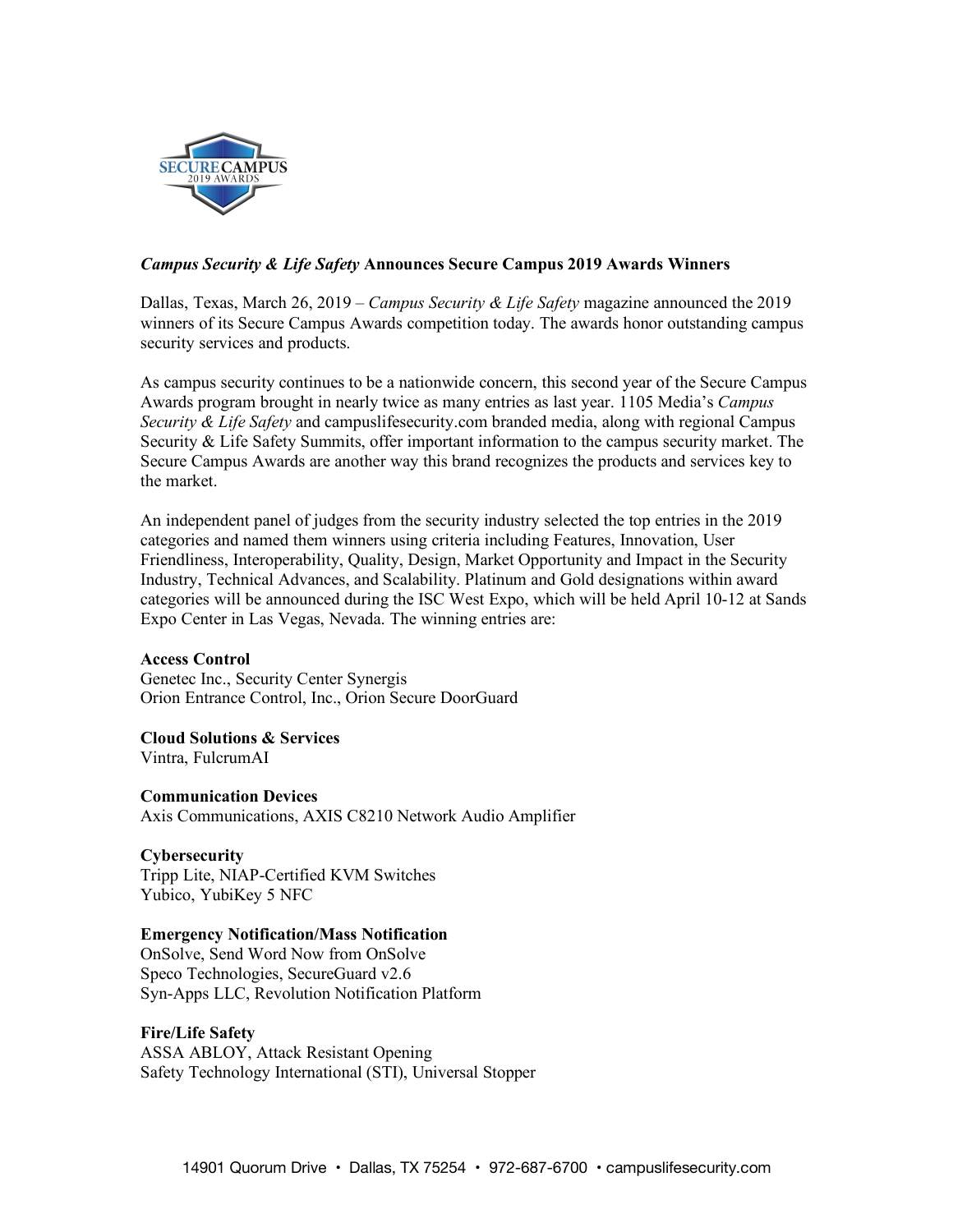SECURE CAMPUS 2019 AWARDS

## *Campus Security & Life Safety* Announces Secure Campus 2019 Awards Winners

Dallas, Texas, March 26, 2019 – *Campus Security & Life Safety* magazine announced the 2019 winners of its Secure Campus Awards competition today. The awards honor outstanding campus security services and products.

As campus security continues to be a nationwide concern, this second year of the Secure Campus Awards program brought in nearly twice as many entries as last year. 1105 Media's *Campus Security & Life Safety* and campuslifesecurity.com branded media, along with regional Campus Security & Life Safety Summits, offer important information to the campus security market. The Secure Campus Awards are another way this brand recognizes the products and services key to the market.

An independent panel of judges from the security industry selected the top entries in the 2019 categories and named them winners using criteria including Features, Innovation, User Friendliness, Interoperability, Quality, Design, Market Opportunity and Impact in the Security Industry, Technical Advances, and Scalability. Platinum and Gold designations within award categories will be announced during the ISC West Expo, which will be held April 10-12 at Sands Expo Center in Las Vegas, Nevada. The winning entries are:

**Access Control**
Genetec Inc., Security Center Synergis
Orion Entrance Control, Inc., Orion Secure DoorGuard

**Cloud Solutions & Services**
Vintra, FulcrumAI

**Communication Devices**
Axis Communications, AXIS C8210 Network Audio Amplifier

**Cybersecurity**
Tripp Lite, NIAP-Certified KVM Switches
Yubico, YubiKey 5 NFC

**Emergency Notification/Mass Notification**
OnSolve, Send Word Now from OnSolve
Speco Technologies, SecureGuard v2.6
Syn-Apps LLC, Revolution Notification Platform

**Fire/Life Safety**
ASSA ABLOY, Attack Resistant Opening
Safety Technology International (STI), Universal Stopper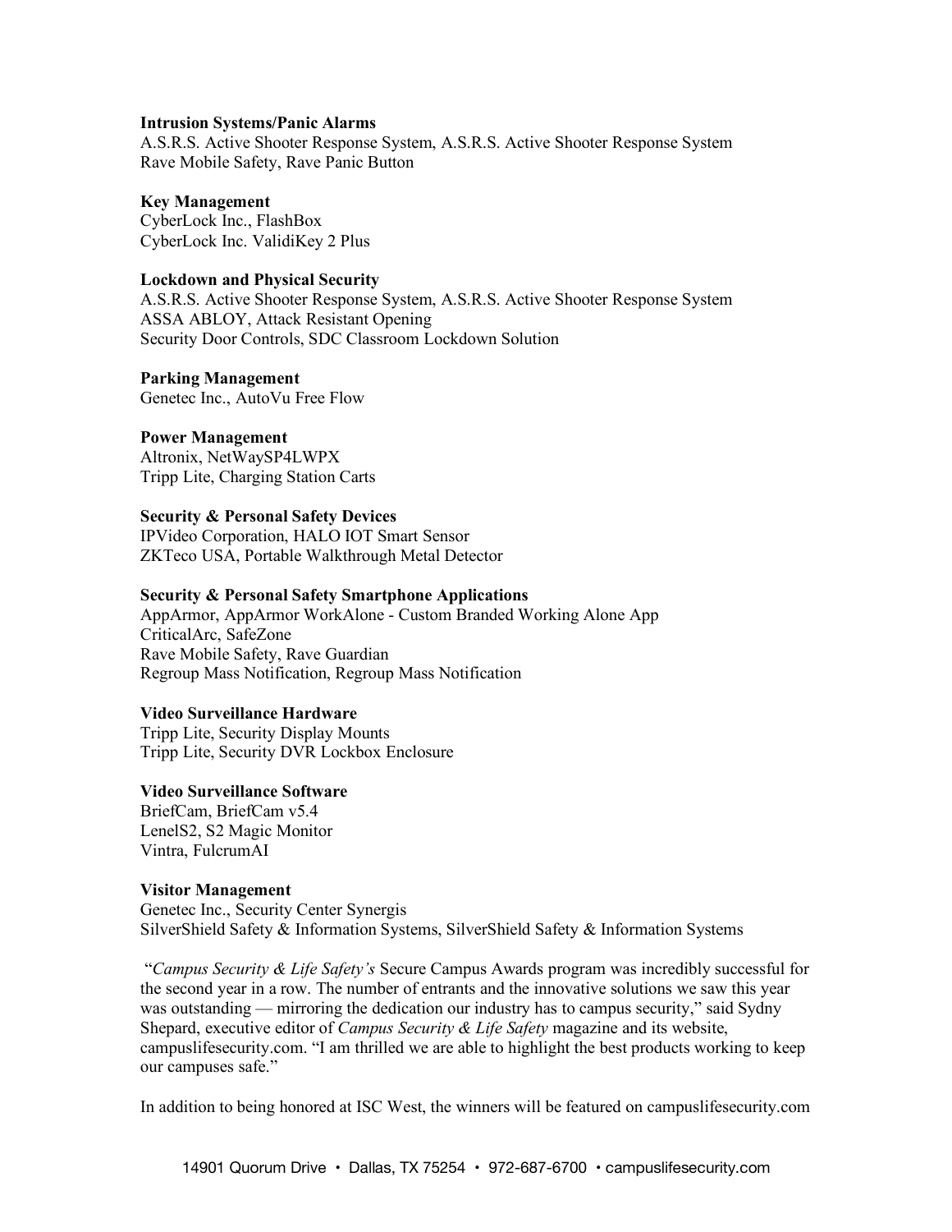**Intrusion Systems/Panic Alarms**
A.S.R.S. Active Shooter Response System, A.S.R.S. Active Shooter Response System
Rave Mobile Safety, Rave Panic Button

**Key Management**
CyberLock Inc., FlashBox
CyberLock Inc. ValidiKey 2 Plus

**Lockdown and Physical Security**
A.S.R.S. Active Shooter Response System, A.S.R.S. Active Shooter Response System
ASSA ABLOY, Attack Resistant Opening
Security Door Controls, SDC Classroom Lockdown Solution

**Parking Management**
Genetec Inc., AutoVu Free Flow

**Power Management**
Altronix, NetWaySP4LWPX
Tripp Lite, Charging Station Carts

**Security & Personal Safety Devices**
IPVideo Corporation, HALO IOT Smart Sensor
ZKTeco USA, Portable Walkthrough Metal Detector

**Security & Personal Safety Smartphone Applications**
AppArmor, AppArmor WorkAlone - Custom Branded Working Alone App
CriticalArc, SafeZone
Rave Mobile Safety, Rave Guardian
Regroup Mass Notification, Regroup Mass Notification

**Video Surveillance Hardware**
Tripp Lite, Security Display Mounts
Tripp Lite, Security DVR Lockbox Enclosure

**Video Surveillance Software**
BriefCam, BriefCam v5.4
LenelS2, S2 Magic Monitor
Vintra, FulcrumAI

**Visitor Management**
Genetec Inc., Security Center Synergis
SilverShield Safety & Information Systems, SilverShield Safety & Information Systems

"*Campus Security & Life Safety's* Secure Campus Awards program was incredibly successful for the second year in a row. The number of entrants and the innovative solutions we saw this year was outstanding — mirroring the dedication our industry has to campus security," said Sydny Shepard, executive editor of *Campus Security & Life Safety* magazine and its website, campuslifesecurity.com. "I am thrilled we are able to highlight the best products working to keep our campuses safe."

In addition to being honored at ISC West, the winners will be featured on campuslifesecurity.com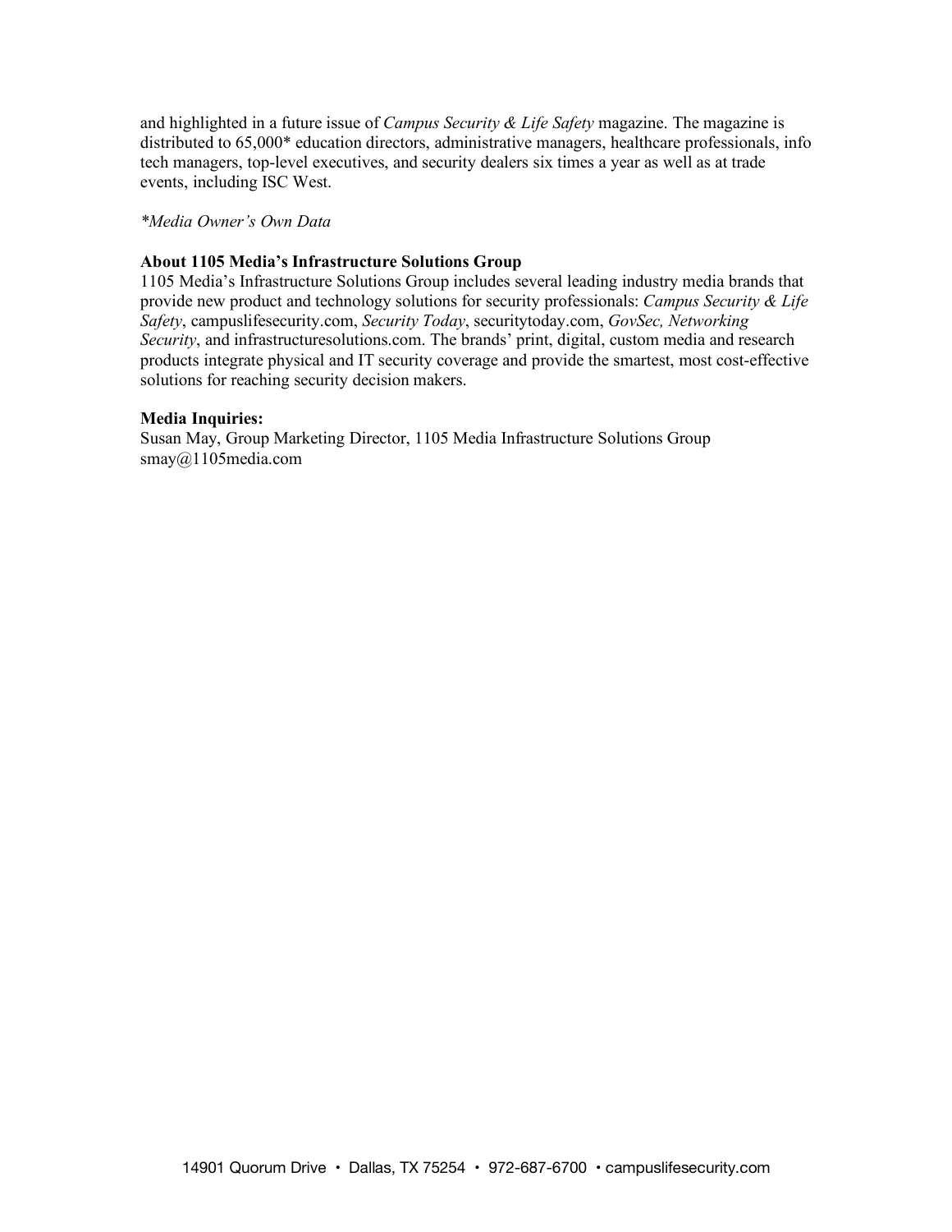and highlighted in a future issue of *Campus Security & Life Safety* magazine. The magazine is distributed to 65,000* education directors, administrative managers, healthcare professionals, info tech managers, top-level executives, and security dealers six times a year as well as at trade events, including ISC West.

**Media Owner's Own Data*

**About 1105 Media's Infrastructure Solutions Group**
1105 Media's Infrastructure Solutions Group includes several leading industry media brands that provide new product and technology solutions for security professionals: *Campus Security & Life Safety*, campuslifesecurity.com, *Security Today*, securitytoday.com, *GovSec, Networking Security*, and infrastructuresolutions.com. The brands' print, digital, custom media and research products integrate physical and IT security coverage and provide the smartest, most cost-effective solutions for reaching security decision makers.

**Media Inquiries:**
Susan May, Group Marketing Director, 1105 Media Infrastructure Solutions Group
smay@1105media.com